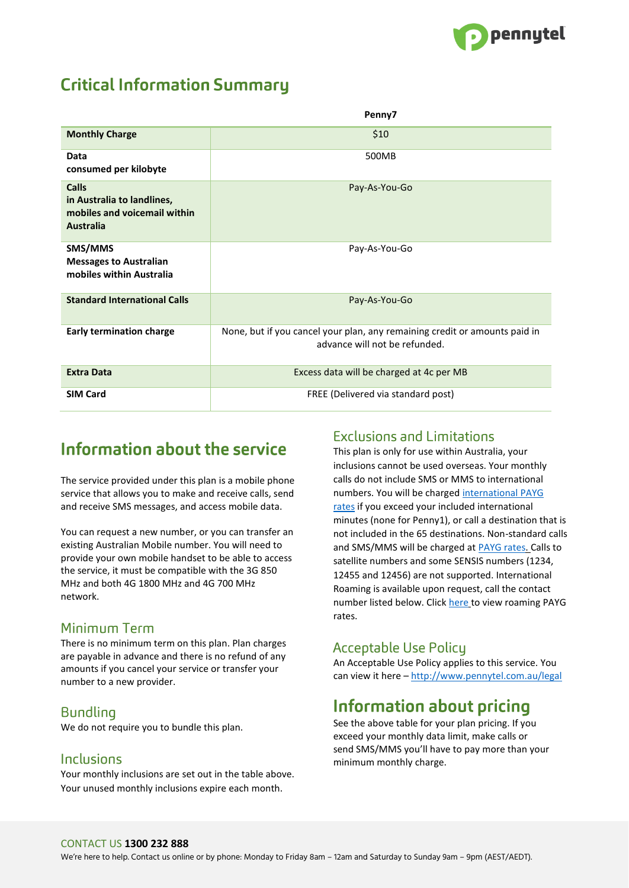# Critical Information Summary

| | Penny7 |
|---|---|
| **Monthly Charge** | $10 |
| **Data**<br>**consumed per kilobyte** | 500MB |
| **Calls**<br>**in Australia to landlines, mobiles and voicemail within Australia** | Pay-As-You-Go |
| **SMS/MMS**<br>**Messages to Australian mobiles within Australia** | Pay-As-You-Go |
| **Standard International Calls** | Pay-As-You-Go |
| **Early termination charge** | None, but if you cancel your plan, any remaining credit or amounts paid in advance will not be refunded. |
| **Extra Data** | Excess data will be charged at 4c per MB |
| **SIM Card** | FREE (Delivered via standard post) |

## Information about the service

The service provided under this plan is a mobile phone service that allows you to make and receive calls, send and receive SMS messages, and access mobile data.

You can request a new number, or you can transfer an existing Australian Mobile number. You will need to provide your own mobile handset to be able to access the service, it must be compatible with the 3G 850 MHz and both 4G 1800 MHz and 4G 700 MHz network.

### Minimum Term

There is no minimum term on this plan. Plan charges are payable in advance and there is no refund of any amounts if you cancel your service or transfer your number to a new provider.

### Bundling

We do not require you to bundle this plan.

### Inclusions

Your monthly inclusions are set out in the table above. Your unused monthly inclusions expire each month.

### Exclusions and Limitations

This plan is only for use within Australia, your inclusions cannot be used overseas. Your monthly calls do not include SMS or MMS to international numbers. You will be charged international PAYG rates if you exceed your included international minutes (none for Penny1), or call a destination that is not included in the 65 destinations. Non-standard calls and SMS/MMS will be charged at PAYG rates. Calls to satellite numbers and some SENSIS numbers (1234, 12455 and 12456) are not supported. International Roaming is available upon request, call the contact number listed below. Click here to view roaming PAYG rates.

### Acceptable Use Policy

An Acceptable Use Policy applies to this service. You can view it here – http://www.pennytel.com.au/legal

## Information about pricing

See the above table for your plan pricing. If you exceed your monthly data limit, make calls or send SMS/MMS you'll have to pay more than your minimum monthly charge.

CONTACT US **1300 232 888**

We're here to help. Contact us online or by phone: Monday to Friday 8am – 12am and Saturday to Sunday 9am – 9pm (AEST/AEDT).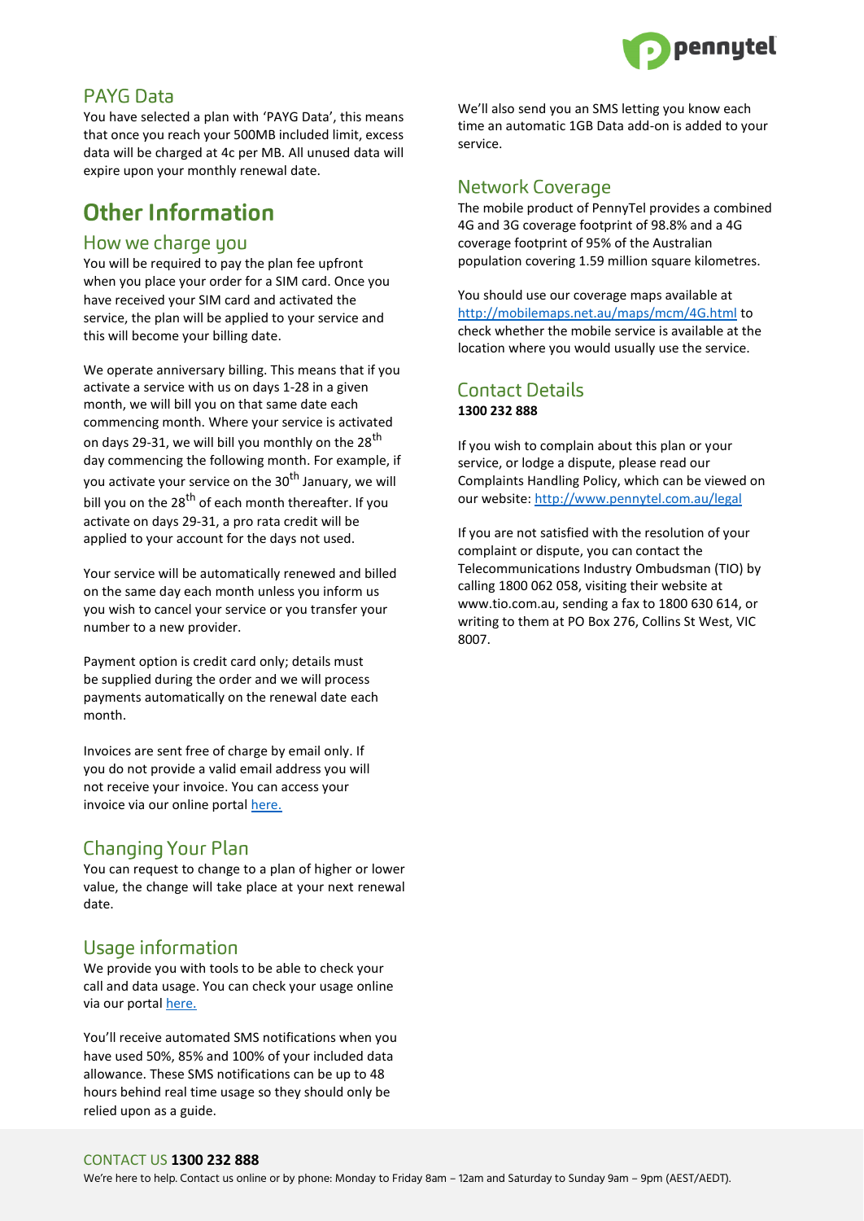## PAYG Data

You have selected a plan with 'PAYG Data', this means that once you reach your 500MB included limit, excess data will be charged at 4c per MB. All unused data will expire upon your monthly renewal date.

# Other Information

## How we charge you

You will be required to pay the plan fee upfront when you place your order for a SIM card. Once you have received your SIM card and activated the service, the plan will be applied to your service and this will become your billing date.

We operate anniversary billing. This means that if you activate a service with us on days 1-28 in a given month, we will bill you on that same date each commencing month. Where your service is activated on days 29-31, we will bill you monthly on the 28th day commencing the following month. For example, if you activate your service on the 30th January, we will bill you on the 28th of each month thereafter. If you activate on days 29-31, a pro rata credit will be applied to your account for the days not used.

Your service will be automatically renewed and billed on the same day each month unless you inform us you wish to cancel your service or you transfer your number to a new provider.

Payment option is credit card only; details must be supplied during the order and we will process payments automatically on the renewal date each month.

Invoices are sent free of charge by email only. If you do not provide a valid email address you will not receive your invoice. You can access your invoice via our online portal [here.]

## Changing Your Plan

You can request to change to a plan of higher or lower value, the change will take place at your next renewal date.

## Usage information

We provide you with tools to be able to check your call and data usage. You can check your usage online via our portal [here.]

You'll receive automated SMS notifications when you have used 50%, 85% and 100% of your included data allowance. These SMS notifications can be up to 48 hours behind real time usage so they should only be relied upon as a guide.

We'll also send you an SMS letting you know each time an automatic 1GB Data add-on is added to your service.

## Network Coverage

The mobile product of PennyTel provides a combined 4G and 3G coverage footprint of 98.8% and a 4G coverage footprint of 95% of the Australian population covering 1.59 million square kilometres.

You should use our coverage maps available at http://mobilemaps.net.au/maps/mcm/4G.html to check whether the mobile service is available at the location where you would usually use the service.

## Contact Details

**1300 232 888**

If you wish to complain about this plan or your service, or lodge a dispute, please read our Complaints Handling Policy, which can be viewed on our website: http://www.pennytel.com.au/legal

If you are not satisfied with the resolution of your complaint or dispute, you can contact the Telecommunications Industry Ombudsman (TIO) by calling 1800 062 058, visiting their website at www.tio.com.au, sending a fax to 1800 630 614, or writing to them at PO Box 276, Collins St West, VIC 8007.

CONTACT US **1300 232 888**

We're here to help. Contact us online or by phone: Monday to Friday 8am – 12am and Saturday to Sunday 9am – 9pm (AEST/AEDT).